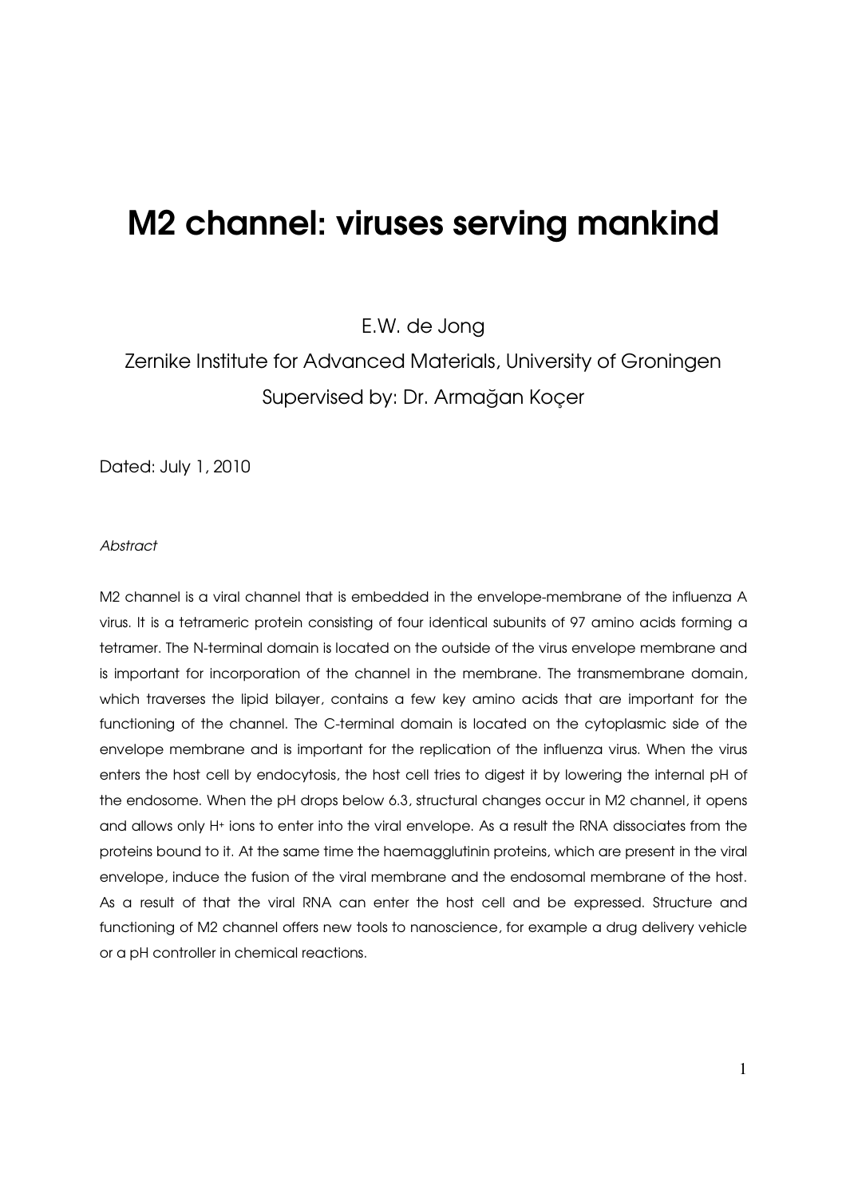# M2 channel: viruses serving mankind

E.W. de Jong

Zernike Institute for Advanced Materials, University of Groningen

Supervised by: Dr. Armağan Koçer

Dated: July 1, 2010

*Abstract*

M2 channel is a viral channel that is embedded in the envelope-membrane of the influenza A virus. It is a tetrameric protein consisting of four identical subunits of 97 amino acids forming a tetramer. The N-terminal domain is located on the outside of the virus envelope membrane and is important for incorporation of the channel in the membrane. The transmembrane domain, which traverses the lipid bilayer, contains a few key amino acids that are important for the functioning of the channel. The C-terminal domain is located on the cytoplasmic side of the envelope membrane and is important for the replication of the influenza virus. When the virus enters the host cell by endocytosis, the host cell tries to digest it by lowering the internal pH of the endosome. When the pH drops below 6.3, structural changes occur in M2 channel, it opens and allows only $H^+$ ions to enter into the viral envelope. As a result the RNA dissociates from the proteins bound to it. At the same time the haemagglutinin proteins, which are present in the viral envelope, induce the fusion of the viral membrane and the endosomal membrane of the host. As a result of that the viral RNA can enter the host cell and be expressed. Structure and functioning of M2 channel offers new tools to nanoscience, for example a drug delivery vehicle or a pH controller in chemical reactions.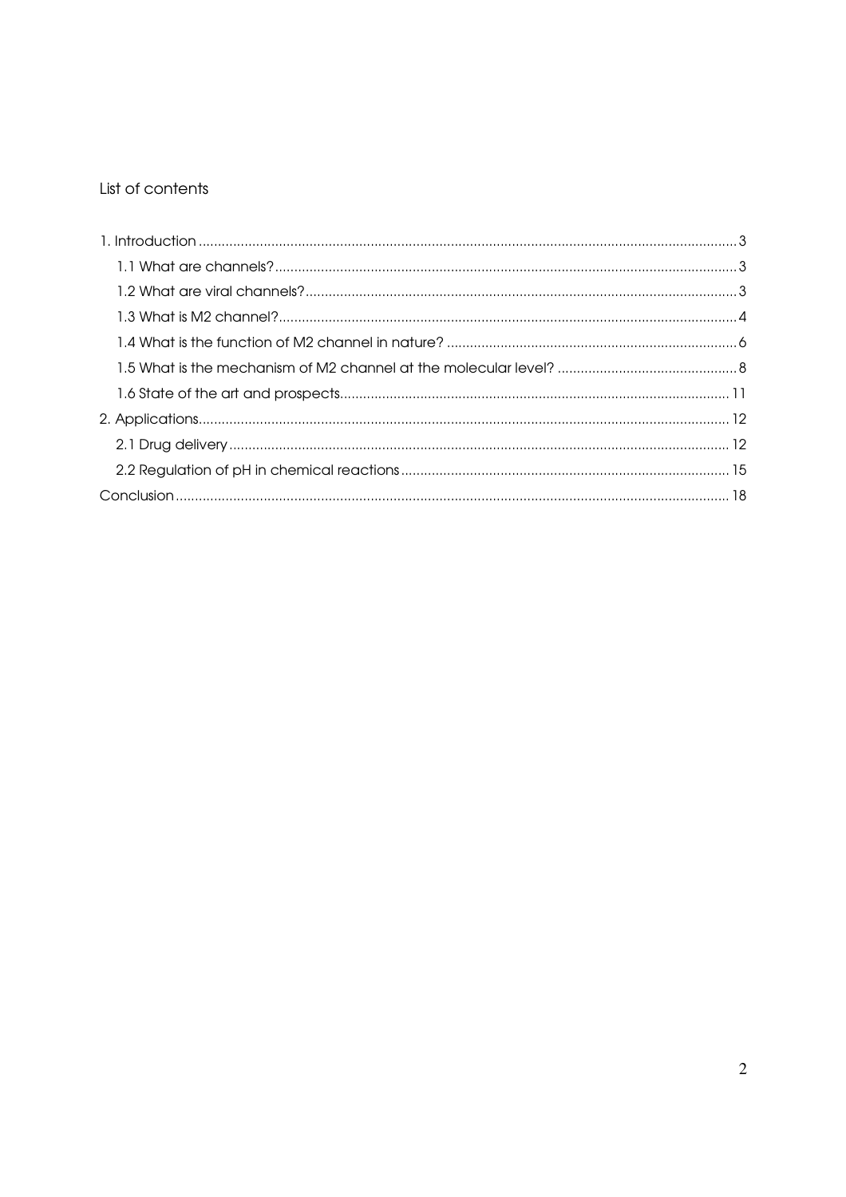## List of contents

1. Introduction ........................................................................ 3
   - 1.1 What are channels? ........................................................ 3
   - 1.2 What are viral channels? ................................................. 3
   - 1.3 What is M2 channel? ....................................................... 4
   - 1.4 What is the function of M2 channel in nature? ........................ 6
   - 1.5 What is the mechanism of M2 channel at the molecular level? ..... 8
   - 1.6 State of the art and prospects .......................................... 11
2. Applications ........................................................................ 12
   - 2.1 Drug delivery ................................................................ 12
   - 2.2 Regulation of pH in chemical reactions ................................ 15

Conclusion .............................................................................. 18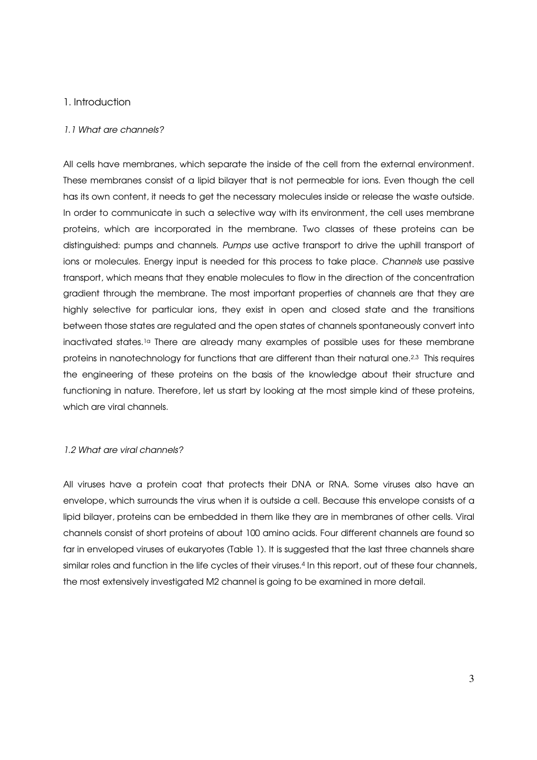# 1. Introduction

## *1.1 What are channels?*

All cells have membranes, which separate the inside of the cell from the external environment. These membranes consist of a lipid bilayer that is not permeable for ions. Even though the cell has its own content, it needs to get the necessary molecules inside or release the waste outside. In order to communicate in such a selective way with its environment, the cell uses membrane proteins, which are incorporated in the membrane. Two classes of these proteins can be distinguished: pumps and channels. *Pumps* use active transport to drive the uphill transport of ions or molecules. Energy input is needed for this process to take place. *Channels* use passive transport, which means that they enable molecules to flow in the direction of the concentration gradient through the membrane. The most important properties of channels are that they are highly selective for particular ions, they exist in open and closed state and the transitions between those states are regulated and the open states of channels spontaneously convert into inactivated states.[1a] There are already many examples of possible uses for these membrane proteins in nanotechnology for functions that are different than their natural one.[2,3] This requires the engineering of these proteins on the basis of the knowledge about their structure and functioning in nature. Therefore, let us start by looking at the most simple kind of these proteins, which are viral channels.

## *1.2 What are viral channels?*

All viruses have a protein coat that protects their DNA or RNA. Some viruses also have an envelope, which surrounds the virus when it is outside a cell. Because this envelope consists of a lipid bilayer, proteins can be embedded in them like they are in membranes of other cells. Viral channels consist of short proteins of about 100 amino acids. Four different channels are found so far in enveloped viruses of eukaryotes (Table 1). It is suggested that the last three channels share similar roles and function in the life cycles of their viruses.[4] In this report, out of these four channels, the most extensively investigated M2 channel is going to be examined in more detail.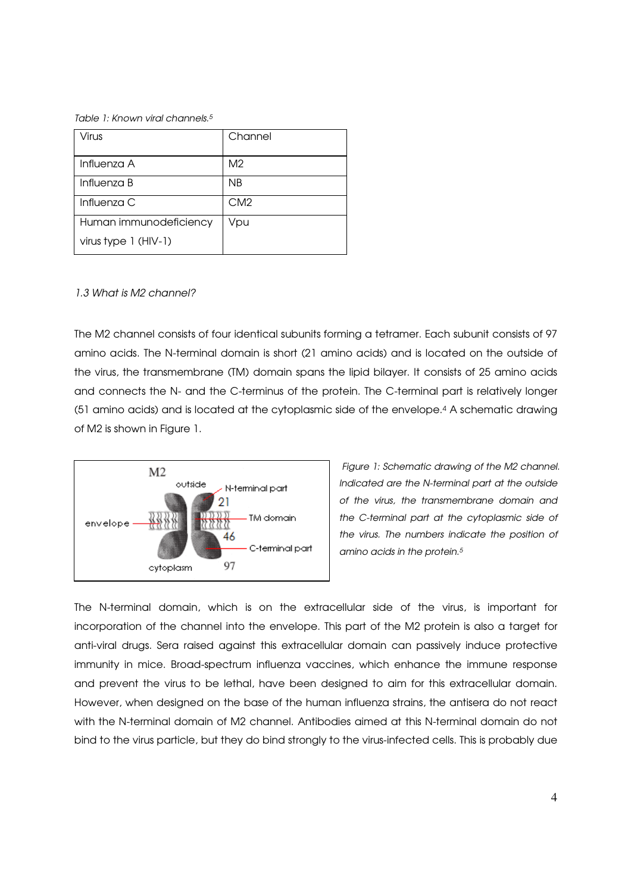*Table 1: Known viral channels.[5]*

| Virus | Channel |
|---|---|
| Influenza A | M2 |
| Influenza B | NB |
| Influenza C | CM2 |
| Human immunodeficiency virus type 1 (HIV-1) | Vpu |

### *1.3 What is M2 channel?*

The M2 channel consists of four identical subunits forming a tetramer. Each subunit consists of 97 amino acids. The N-terminal domain is short (21 amino acids) and is located on the outside of the virus, the transmembrane (TM) domain spans the lipid bilayer. It consists of 25 amino acids and connects the N- and the C-terminus of the protein. The C-terminal part is relatively longer (51 amino acids) and is located at the cytoplasmic side of the envelope.[4] A schematic drawing of M2 is shown in Figure 1.

*Figure 1: Schematic drawing of the M2 channel. Indicated are the N-terminal part at the outside of the virus, the transmembrane domain and the C-terminal part at the cytoplasmic side of the virus. The numbers indicate the position of amino acids in the protein.[5]*

The N-terminal domain, which is on the extracellular side of the virus, is important for incorporation of the channel into the envelope. This part of the M2 protein is also a target for anti-viral drugs. Sera raised against this extracellular domain can passively induce protective immunity in mice. Broad-spectrum influenza vaccines, which enhance the immune response and prevent the virus to be lethal, have been designed to aim for this extracellular domain. However, when designed on the base of the human influenza strains, the antisera do not react with the N-terminal domain of M2 channel. Antibodies aimed at this N-terminal domain do not bind to the virus particle, but they do bind strongly to the virus-infected cells. This is probably due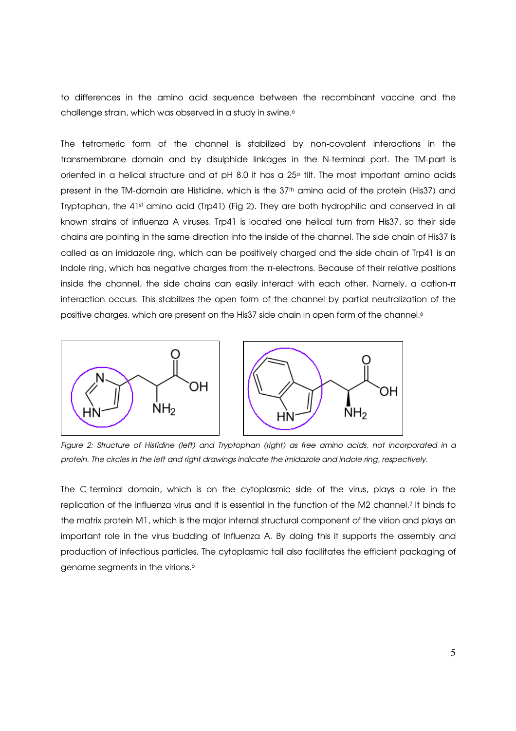to differences in the amino acid sequence between the recombinant vaccine and the challenge strain, which was observed in a study in swine.[6]

The tetrameric form of the channel is stabilized by non-covalent interactions in the transmembrane domain and by disulphide linkages in the N-terminal part. The TM-part is oriented in a helical structure and at pH 8.0 it has a 25° tilt. The most important amino acids present in the TM-domain are Histidine, which is the 37th amino acid of the protein (His37) and Tryptophan, the 41st amino acid (Trp41) (Fig 2). They are both hydrophilic and conserved in all known strains of influenza A viruses. Trp41 is located one helical turn from His37, so their side chains are pointing in the same direction into the inside of the channel. The side chain of His37 is called as an imidazole ring, which can be positively charged and the side chain of Trp41 is an indole ring, which has negative charges from the π-electrons. Because of their relative positions inside the channel, the side chains can easily interact with each other. Namely, a cation-π interaction occurs. This stabilizes the open form of the channel by partial neutralization of the positive charges, which are present on the His37 side chain in open form of the channel.[6]

*Figure 2: Structure of Histidine (left) and Tryptophan (right) as free amino acids, not incorporated in a protein. The circles in the left and right drawings indicate the imidazole and indole ring, respectively.*

The C-terminal domain, which is on the cytoplasmic side of the virus, plays a role in the replication of the influenza virus and it is essential in the function of the M2 channel.[7] It binds to the matrix protein M1, which is the major internal structural component of the virion and plays an important role in the virus budding of Influenza A. By doing this it supports the assembly and production of infectious particles. The cytoplasmic tail also facilitates the efficient packaging of genome segments in the virions.[6]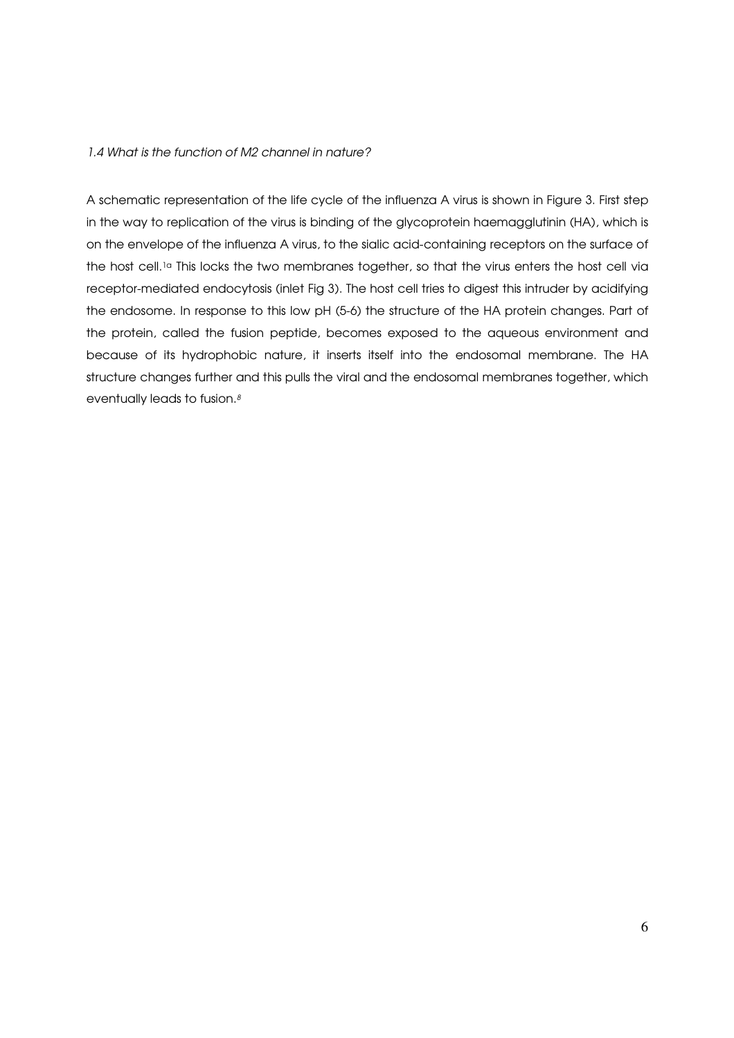### *1.4 What is the function of M2 channel in nature?*

A schematic representation of the life cycle of the influenza A virus is shown in Figure 3. First step in the way to replication of the virus is binding of the glycoprotein haemagglutinin (HA), which is on the envelope of the influenza A virus, to the sialic acid-containing receptors on the surface of the host cell.[1a] This locks the two membranes together, so that the virus enters the host cell via receptor-mediated endocytosis (inlet Fig 3). The host cell tries to digest this intruder by acidifying the endosome. In response to this low pH (5-6) the structure of the HA protein changes. Part of the protein, called the fusion peptide, becomes exposed to the aqueous environment and because of its hydrophobic nature, it inserts itself into the endosomal membrane. The HA structure changes further and this pulls the viral and the endosomal membranes together, which eventually leads to fusion.[8]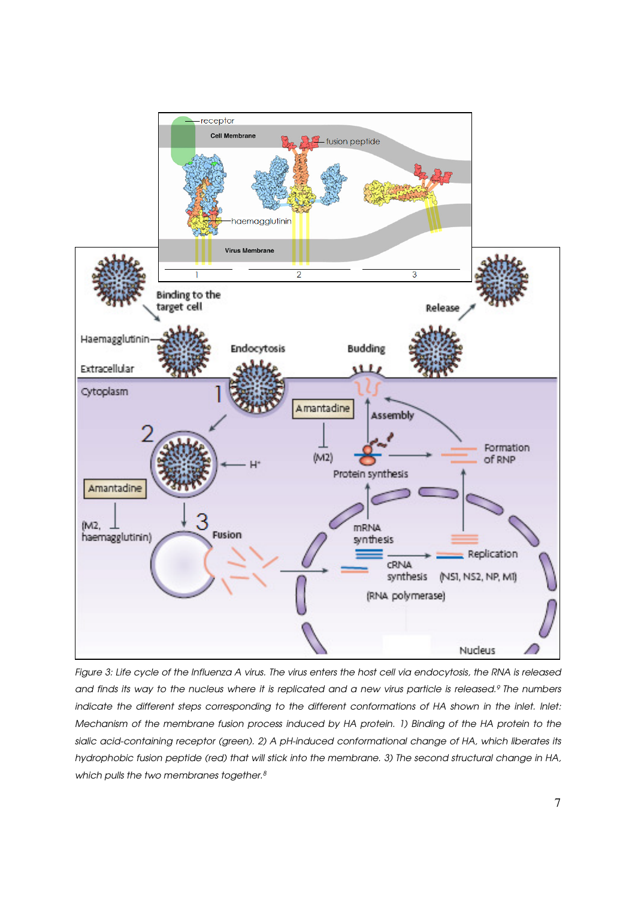Figure 3: Life cycle of the Influenza A virus. The virus enters the host cell via endocytosis, the RNA is released and finds its way to the nucleus where it is replicated and a new virus particle is released.[9] The numbers indicate the different steps corresponding to the different conformations of HA shown in the inlet. Inlet: Mechanism of the membrane fusion process induced by HA protein. 1) Binding of the HA protein to the sialic acid-containing receptor (green). 2) A pH-induced conformational change of HA, which liberates its hydrophobic fusion peptide (red) that will stick into the membrane. 3) The second structural change in HA, which pulls the two membranes together.[8]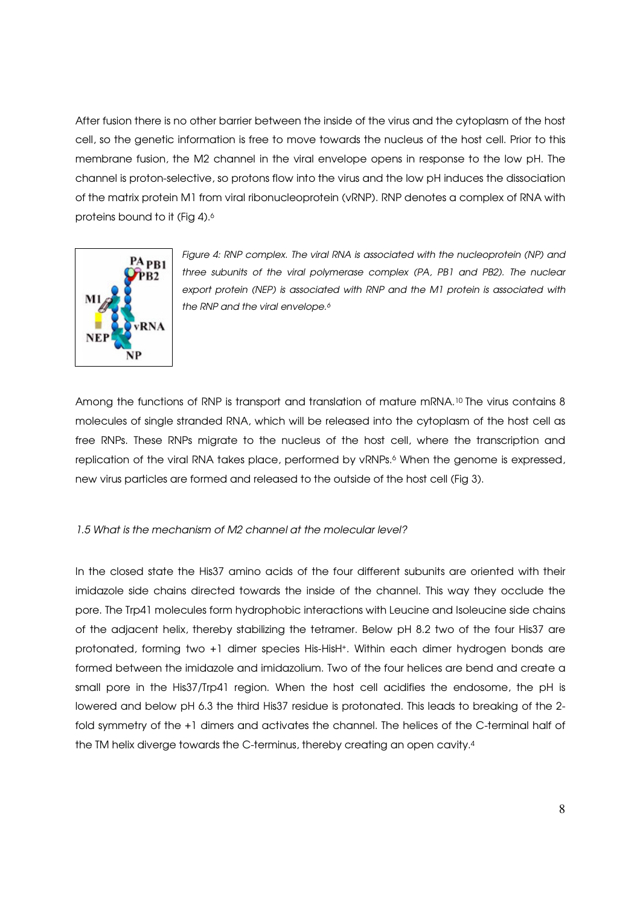After fusion there is no other barrier between the inside of the virus and the cytoplasm of the host cell, so the genetic information is free to move towards the nucleus of the host cell. Prior to this membrane fusion, the M2 channel in the viral envelope opens in response to the low pH. The channel is proton-selective, so protons flow into the virus and the low pH induces the dissociation of the matrix protein M1 from viral ribonucleoprotein (vRNP). RNP denotes a complex of RNA with proteins bound to it (Fig 4).[6]

*Figure 4: RNP complex. The viral RNA is associated with the nucleoprotein (NP) and three subunits of the viral polymerase complex (PA, PB1 and PB2). The nuclear export protein (NEP) is associated with RNP and the M1 protein is associated with the RNP and the viral envelope.*[6]

Among the functions of RNP is transport and translation of mature mRNA.[10] The virus contains 8 molecules of single stranded RNA, which will be released into the cytoplasm of the host cell as free RNPs. These RNPs migrate to the nucleus of the host cell, where the transcription and replication of the viral RNA takes place, performed by vRNPs.[6] When the genome is expressed, new virus particles are formed and released to the outside of the host cell (Fig 3).

*1.5 What is the mechanism of M2 channel at the molecular level?*

In the closed state the His37 amino acids of the four different subunits are oriented with their imidazole side chains directed towards the inside of the channel. This way they occlude the pore. The Trp41 molecules form hydrophobic interactions with Leucine and Isoleucine side chains of the adjacent helix, thereby stabilizing the tetramer. Below pH 8.2 two of the four His37 are protonated, forming two +1 dimer species His-HisH$^+$. Within each dimer hydrogen bonds are formed between the imidazole and imidazolium. Two of the four helices are bend and create a small pore in the His37/Trp41 region. When the host cell acidifies the endosome, the pH is lowered and below pH 6.3 the third His37 residue is protonated. This leads to breaking of the 2-fold symmetry of the +1 dimers and activates the channel. The helices of the C-terminal half of the TM helix diverge towards the C-terminus, thereby creating an open cavity.[4]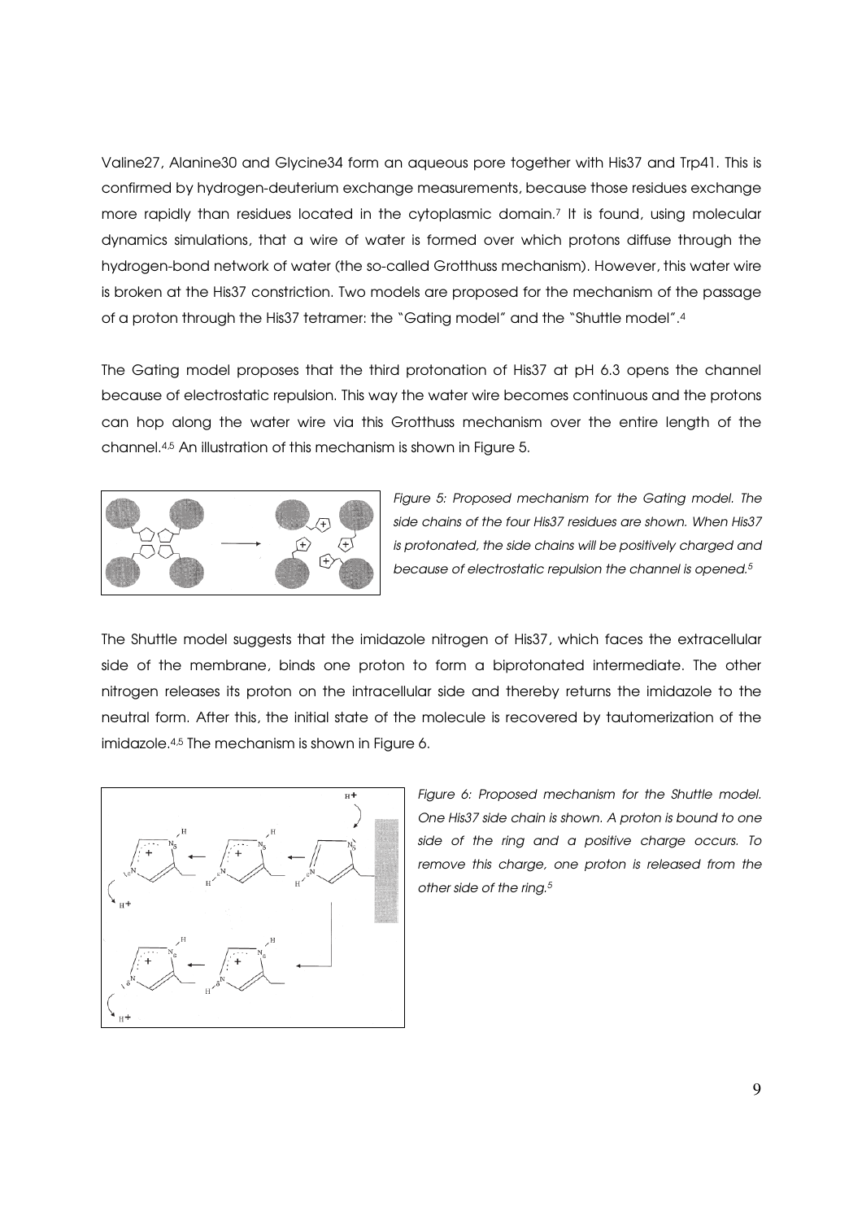Valine27, Alanine30 and Glycine34 form an aqueous pore together with His37 and Trp41. This is confirmed by hydrogen-deuterium exchange measurements, because those residues exchange more rapidly than residues located in the cytoplasmic domain.[7] It is found, using molecular dynamics simulations, that a wire of water is formed over which protons diffuse through the hydrogen-bond network of water (the so-called Grotthuss mechanism). However, this water wire is broken at the His37 constriction. Two models are proposed for the mechanism of the passage of a proton through the His37 tetramer: the "Gating model" and the "Shuttle model".[4]

The Gating model proposes that the third protonation of His37 at pH 6.3 opens the channel because of electrostatic repulsion. This way the water wire becomes continuous and the protons can hop along the water wire via this Grotthuss mechanism over the entire length of the channel.[4,5] An illustration of this mechanism is shown in Figure 5.

*Figure 5: Proposed mechanism for the Gating model. The side chains of the four His37 residues are shown. When His37 is protonated, the side chains will be positively charged and because of electrostatic repulsion the channel is opened.[5]*

The Shuttle model suggests that the imidazole nitrogen of His37, which faces the extracellular side of the membrane, binds one proton to form a biprotonated intermediate. The other nitrogen releases its proton on the intracellular side and thereby returns the imidazole to the neutral form. After this, the initial state of the molecule is recovered by tautomerization of the imidazole.[4,5] The mechanism is shown in Figure 6.

*Figure 6: Proposed mechanism for the Shuttle model. One His37 side chain is shown. A proton is bound to one side of the ring and a positive charge occurs. To remove this charge, one proton is released from the other side of the ring.[5]*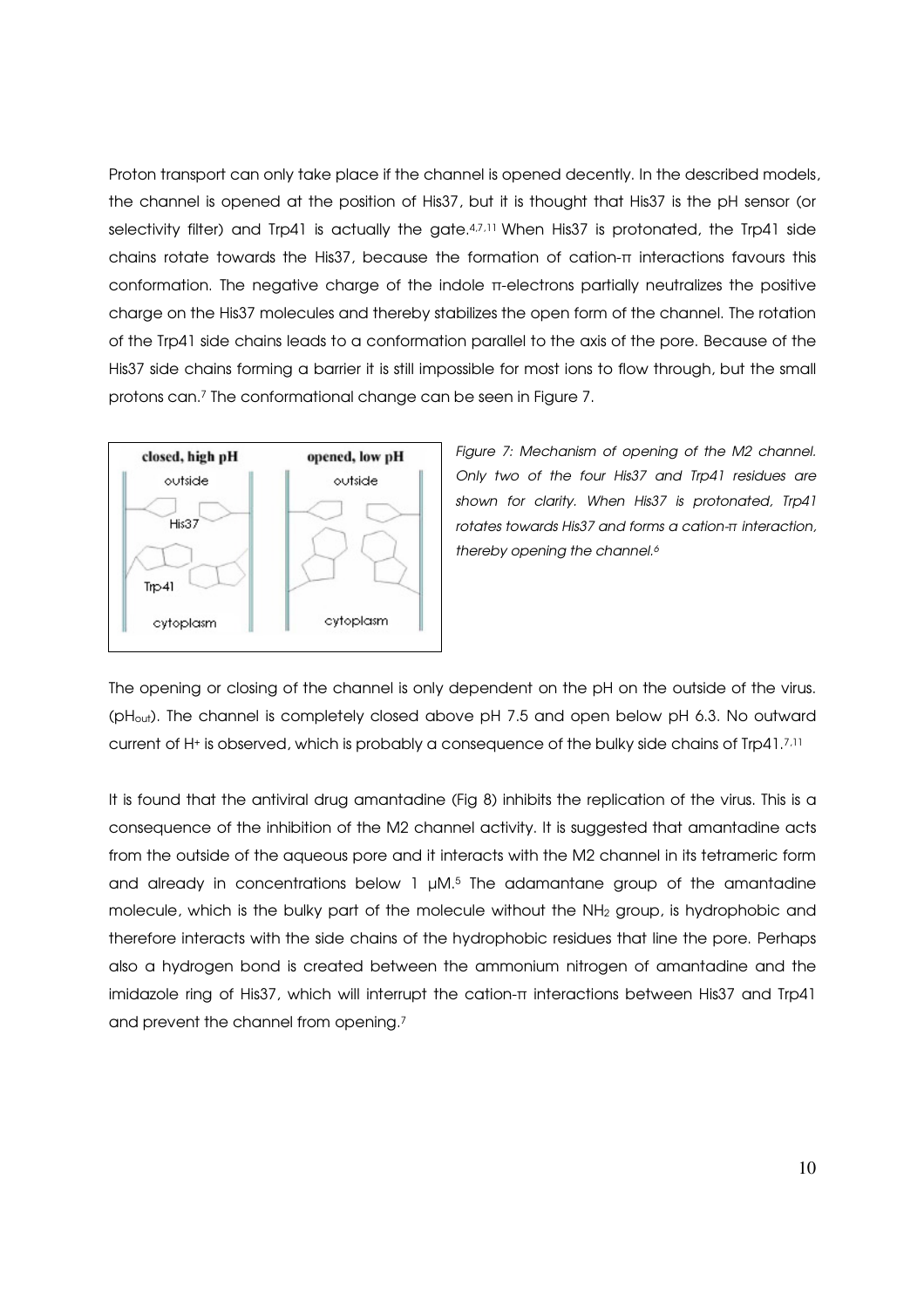Proton transport can only take place if the channel is opened decently. In the described models, the channel is opened at the position of His37, but it is thought that His37 is the pH sensor (or selectivity filter) and Trp41 is actually the gate.[4,7,11] When His37 is protonated, the Trp41 side chains rotate towards the His37, because the formation of cation-π interactions favours this conformation. The negative charge of the indole π-electrons partially neutralizes the positive charge on the His37 molecules and thereby stabilizes the open form of the channel. The rotation of the Trp41 side chains leads to a conformation parallel to the axis of the pore. Because of the His37 side chains forming a barrier it is still impossible for most ions to flow through, but the small protons can.[7] The conformational change can be seen in Figure 7.

*Figure 7: Mechanism of opening of the M2 channel. Only two of the four His37 and Trp41 residues are shown for clarity. When His37 is protonated, Trp41 rotates towards His37 and forms a cation-π interaction, thereby opening the channel.[6]*

The opening or closing of the channel is only dependent on the pH on the outside of the virus. ($pH_{out}$). The channel is completely closed above pH 7.5 and open below pH 6.3. No outward current of $H^+$ is observed, which is probably a consequence of the bulky side chains of Trp41.[7,11]

It is found that the antiviral drug amantadine (Fig 8) inhibits the replication of the virus. This is a consequence of the inhibition of the M2 channel activity. It is suggested that amantadine acts from the outside of the aqueous pore and it interacts with the M2 channel in its tetrameric form and already in concentrations below 1 μM.[5] The adamantane group of the amantadine molecule, which is the bulky part of the molecule without the $NH_2$ group, is hydrophobic and therefore interacts with the side chains of the hydrophobic residues that line the pore. Perhaps also a hydrogen bond is created between the ammonium nitrogen of amantadine and the imidazole ring of His37, which will interrupt the cation-π interactions between His37 and Trp41 and prevent the channel from opening.[7]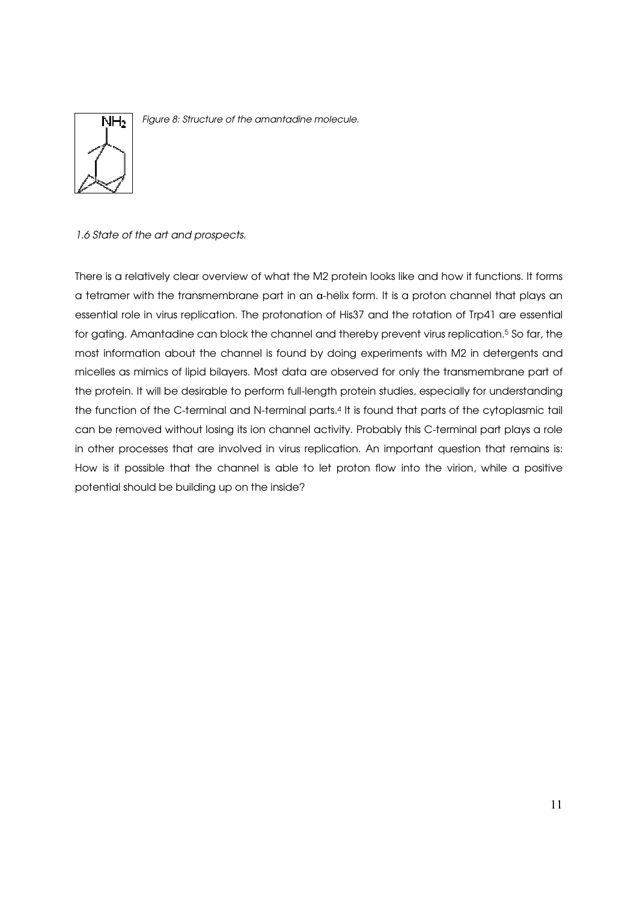*Figure 8: Structure of the amantadine molecule.*

*1.6 State of the art and prospects.*

There is a relatively clear overview of what the M2 protein looks like and how it functions. It forms a tetramer with the transmembrane part in an α-helix form. It is a proton channel that plays an essential role in virus replication. The protonation of His37 and the rotation of Trp41 are essential for gating. Amantadine can block the channel and thereby prevent virus replication.[5] So far, the most information about the channel is found by doing experiments with M2 in detergents and micelles as mimics of lipid bilayers. Most data are observed for only the transmembrane part of the protein. It will be desirable to perform full-length protein studies, especially for understanding the function of the C-terminal and N-terminal parts.[4] It is found that parts of the cytoplasmic tail can be removed without losing its ion channel activity. Probably this C-terminal part plays a role in other processes that are involved in virus replication. An important question that remains is: How is it possible that the channel is able to let proton flow into the virion, while a positive potential should be building up on the inside?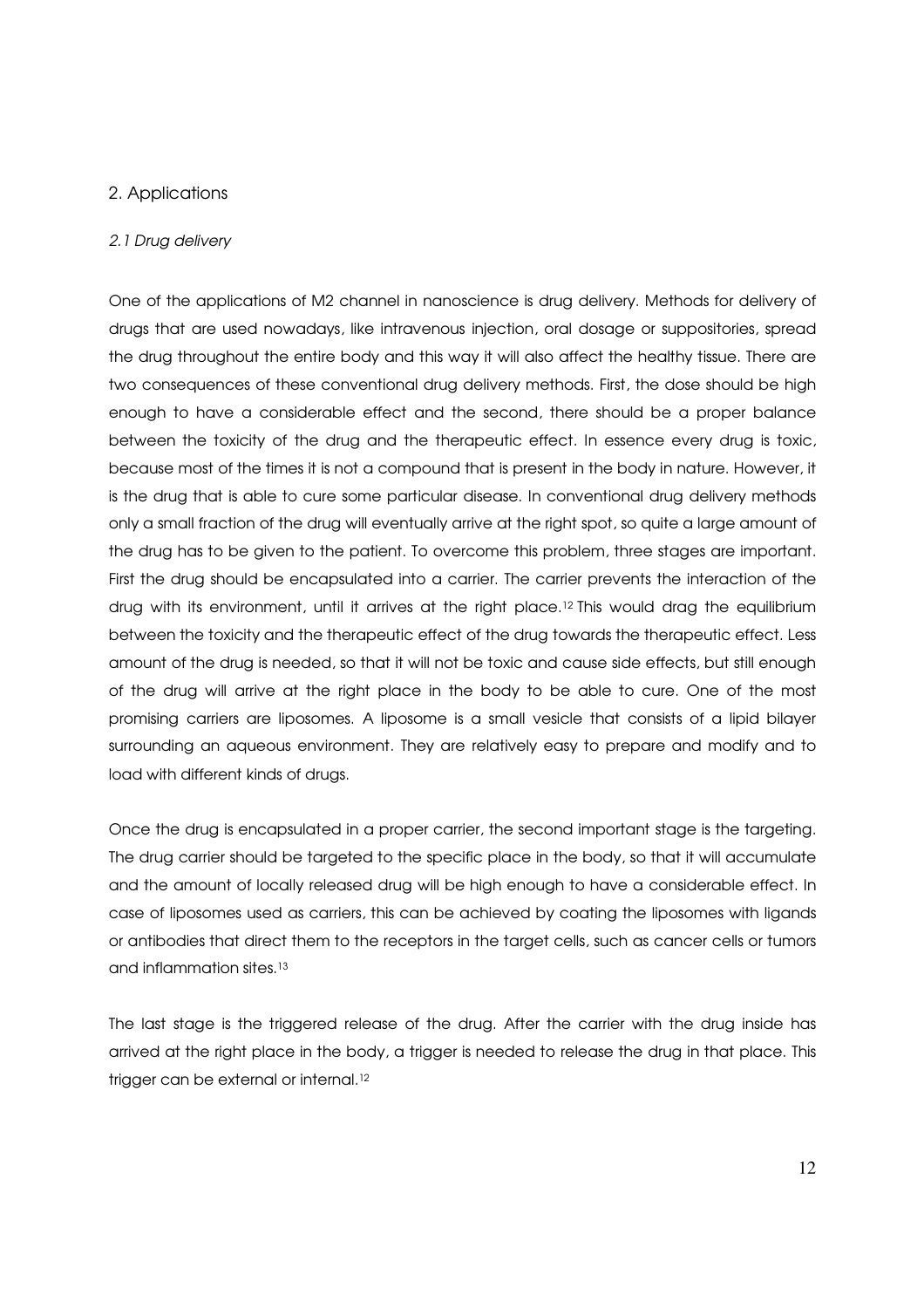## 2. Applications

### *2.1 Drug delivery*

One of the applications of M2 channel in nanoscience is drug delivery. Methods for delivery of drugs that are used nowadays, like intravenous injection, oral dosage or suppositories, spread the drug throughout the entire body and this way it will also affect the healthy tissue. There are two consequences of these conventional drug delivery methods. First, the dose should be high enough to have a considerable effect and the second, there should be a proper balance between the toxicity of the drug and the therapeutic effect. In essence every drug is toxic, because most of the times it is not a compound that is present in the body in nature. However, it is the drug that is able to cure some particular disease. In conventional drug delivery methods only a small fraction of the drug will eventually arrive at the right spot, so quite a large amount of the drug has to be given to the patient. To overcome this problem, three stages are important. First the drug should be encapsulated into a carrier. The carrier prevents the interaction of the drug with its environment, until it arrives at the right place.[12] This would drag the equilibrium between the toxicity and the therapeutic effect of the drug towards the therapeutic effect. Less amount of the drug is needed, so that it will not be toxic and cause side effects, but still enough of the drug will arrive at the right place in the body to be able to cure. One of the most promising carriers are liposomes. A liposome is a small vesicle that consists of a lipid bilayer surrounding an aqueous environment. They are relatively easy to prepare and modify and to load with different kinds of drugs.

Once the drug is encapsulated in a proper carrier, the second important stage is the targeting. The drug carrier should be targeted to the specific place in the body, so that it will accumulate and the amount of locally released drug will be high enough to have a considerable effect. In case of liposomes used as carriers, this can be achieved by coating the liposomes with ligands or antibodies that direct them to the receptors in the target cells, such as cancer cells or tumors and inflammation sites.[13]

The last stage is the triggered release of the drug. After the carrier with the drug inside has arrived at the right place in the body, a trigger is needed to release the drug in that place. This trigger can be external or internal.[12]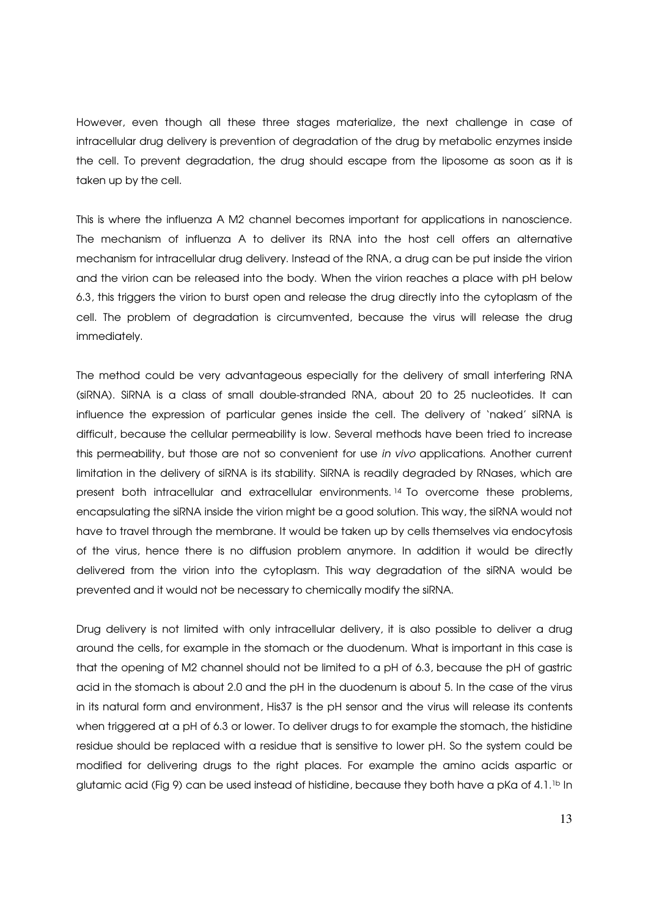However, even though all these three stages materialize, the next challenge in case of intracellular drug delivery is prevention of degradation of the drug by metabolic enzymes inside the cell. To prevent degradation, the drug should escape from the liposome as soon as it is taken up by the cell.

This is where the influenza A M2 channel becomes important for applications in nanoscience. The mechanism of influenza A to deliver its RNA into the host cell offers an alternative mechanism for intracellular drug delivery. Instead of the RNA, a drug can be put inside the virion and the virion can be released into the body. When the virion reaches a place with pH below 6.3, this triggers the virion to burst open and release the drug directly into the cytoplasm of the cell. The problem of degradation is circumvented, because the virus will release the drug immediately.

The method could be very advantageous especially for the delivery of small interfering RNA (siRNA). SiRNA is a class of small double-stranded RNA, about 20 to 25 nucleotides. It can influence the expression of particular genes inside the cell. The delivery of 'naked' siRNA is difficult, because the cellular permeability is low. Several methods have been tried to increase this permeability, but those are not so convenient for use *in vivo* applications. Another current limitation in the delivery of siRNA is its stability. SiRNA is readily degraded by RNases, which are present both intracellular and extracellular environments.[14] To overcome these problems, encapsulating the siRNA inside the virion might be a good solution. This way, the siRNA would not have to travel through the membrane. It would be taken up by cells themselves via endocytosis of the virus, hence there is no diffusion problem anymore. In addition it would be directly delivered from the virion into the cytoplasm. This way degradation of the siRNA would be prevented and it would not be necessary to chemically modify the siRNA.

Drug delivery is not limited with only intracellular delivery, it is also possible to deliver a drug around the cells, for example in the stomach or the duodenum. What is important in this case is that the opening of M2 channel should not be limited to a pH of 6.3, because the pH of gastric acid in the stomach is about 2.0 and the pH in the duodenum is about 5. In the case of the virus in its natural form and environment, His37 is the pH sensor and the virus will release its contents when triggered at a pH of 6.3 or lower. To deliver drugs to for example the stomach, the histidine residue should be replaced with a residue that is sensitive to lower pH. So the system could be modified for delivering drugs to the right places. For example the amino acids aspartic or glutamic acid (Fig 9) can be used instead of histidine, because they both have a pKa of 4.1.[1b] In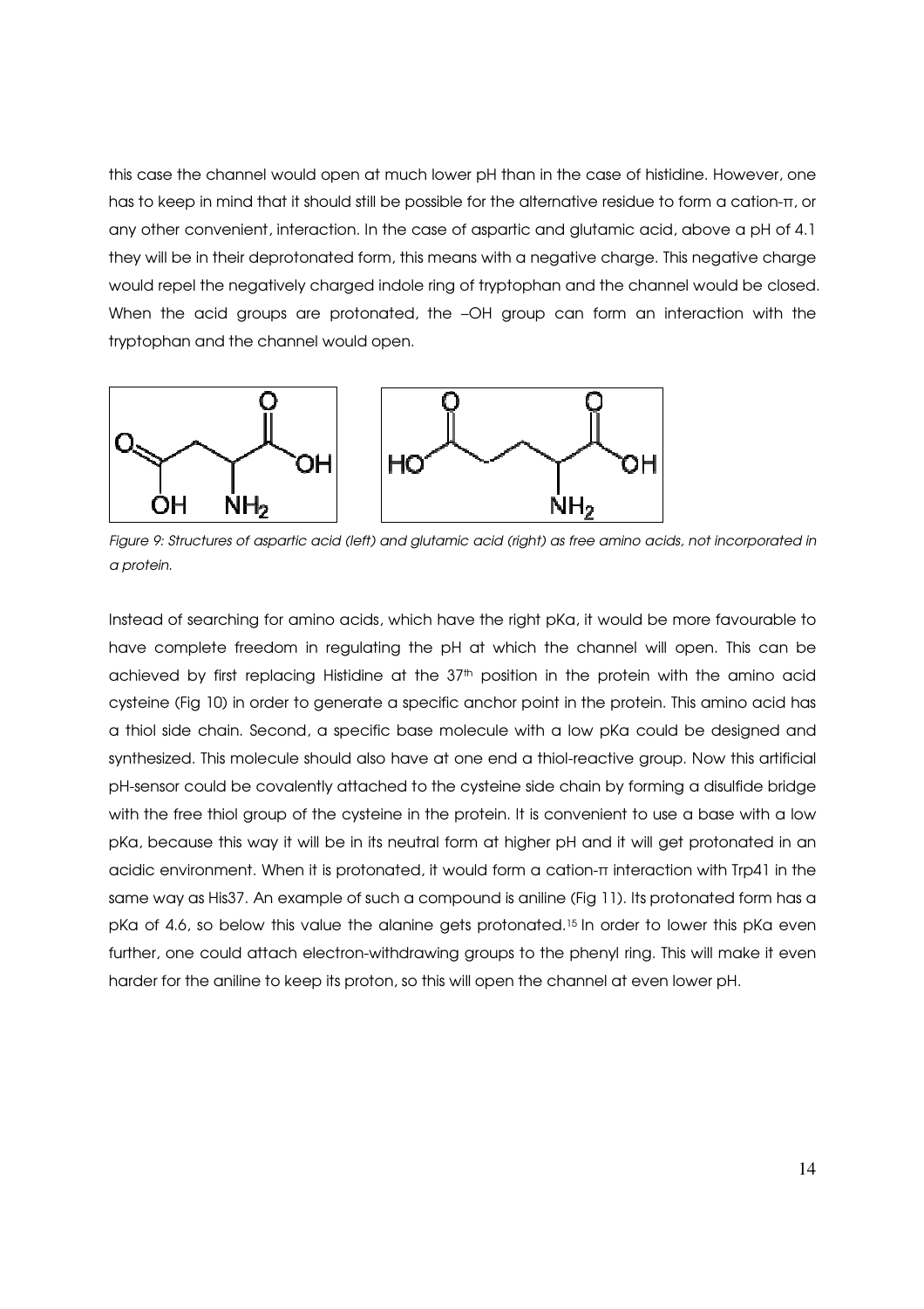this case the channel would open at much lower pH than in the case of histidine. However, one has to keep in mind that it should still be possible for the alternative residue to form a cation-π, or any other convenient, interaction. In the case of aspartic and glutamic acid, above a pH of 4.1 they will be in their deprotonated form, this means with a negative charge. This negative charge would repel the negatively charged indole ring of tryptophan and the channel would be closed. When the acid groups are protonated, the –OH group can form an interaction with the tryptophan and the channel would open.

*Figure 9: Structures of aspartic acid (left) and glutamic acid (right) as free amino acids, not incorporated in a protein.*

Instead of searching for amino acids, which have the right pKa, it would be more favourable to have complete freedom in regulating the pH at which the channel will open. This can be achieved by first replacing Histidine at the 37th position in the protein with the amino acid cysteine (Fig 10) in order to generate a specific anchor point in the protein. This amino acid has a thiol side chain. Second, a specific base molecule with a low pKa could be designed and synthesized. This molecule should also have at one end a thiol-reactive group. Now this artificial pH-sensor could be covalently attached to the cysteine side chain by forming a disulfide bridge with the free thiol group of the cysteine in the protein. It is convenient to use a base with a low pKa, because this way it will be in its neutral form at higher pH and it will get protonated in an acidic environment. When it is protonated, it would form a cation-π interaction with Trp41 in the same way as His37. An example of such a compound is aniline (Fig 11). Its protonated form has a pKa of 4.6, so below this value the alanine gets protonated.[15] In order to lower this pKa even further, one could attach electron-withdrawing groups to the phenyl ring. This will make it even harder for the aniline to keep its proton, so this will open the channel at even lower pH.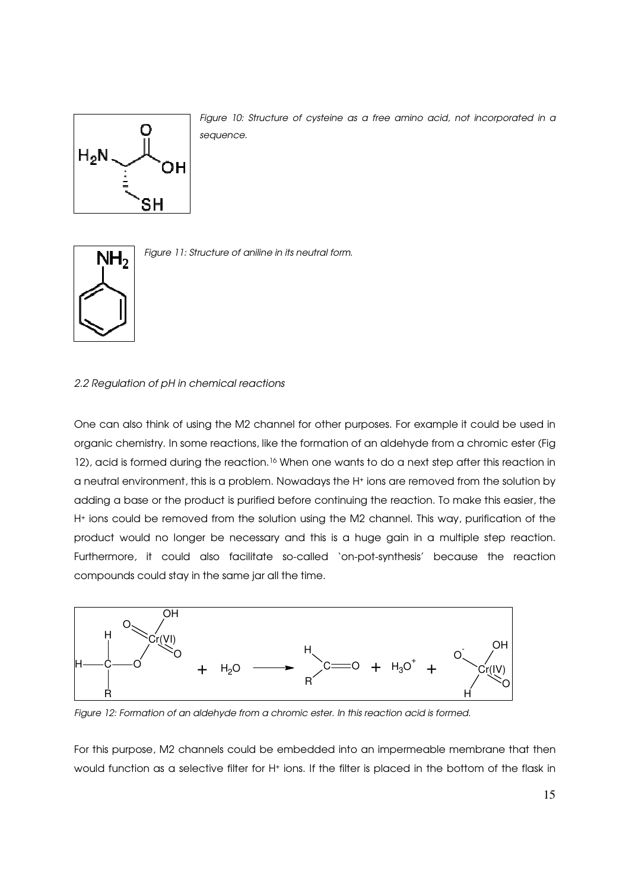*Figure 10: Structure of cysteine as a free amino acid, not incorporated in a sequence.*

*Figure 11: Structure of aniline in its neutral form.*

### *2.2 Regulation of pH in chemical reactions*

One can also think of using the M2 channel for other purposes. For example it could be used in organic chemistry. In some reactions, like the formation of an aldehyde from a chromic ester (Fig 12), acid is formed during the reaction.[16] When one wants to do a next step after this reaction in a neutral environment, this is a problem. Nowadays the $H^+$ ions are removed from the solution by adding a base or the product is purified before continuing the reaction. To make this easier, the $H^+$ ions could be removed from the solution using the M2 channel. This way, purification of the product would no longer be necessary and this is a huge gain in a multiple step reaction. Furthermore, it could also facilitate so-called 'on-pot-synthesis' because the reaction compounds could stay in the same jar all the time.

*Figure 12: Formation of an aldehyde from a chromic ester. In this reaction acid is formed.*

For this purpose, M2 channels could be embedded into an impermeable membrane that then would function as a selective filter for $H^+$ ions. If the filter is placed in the bottom of the flask in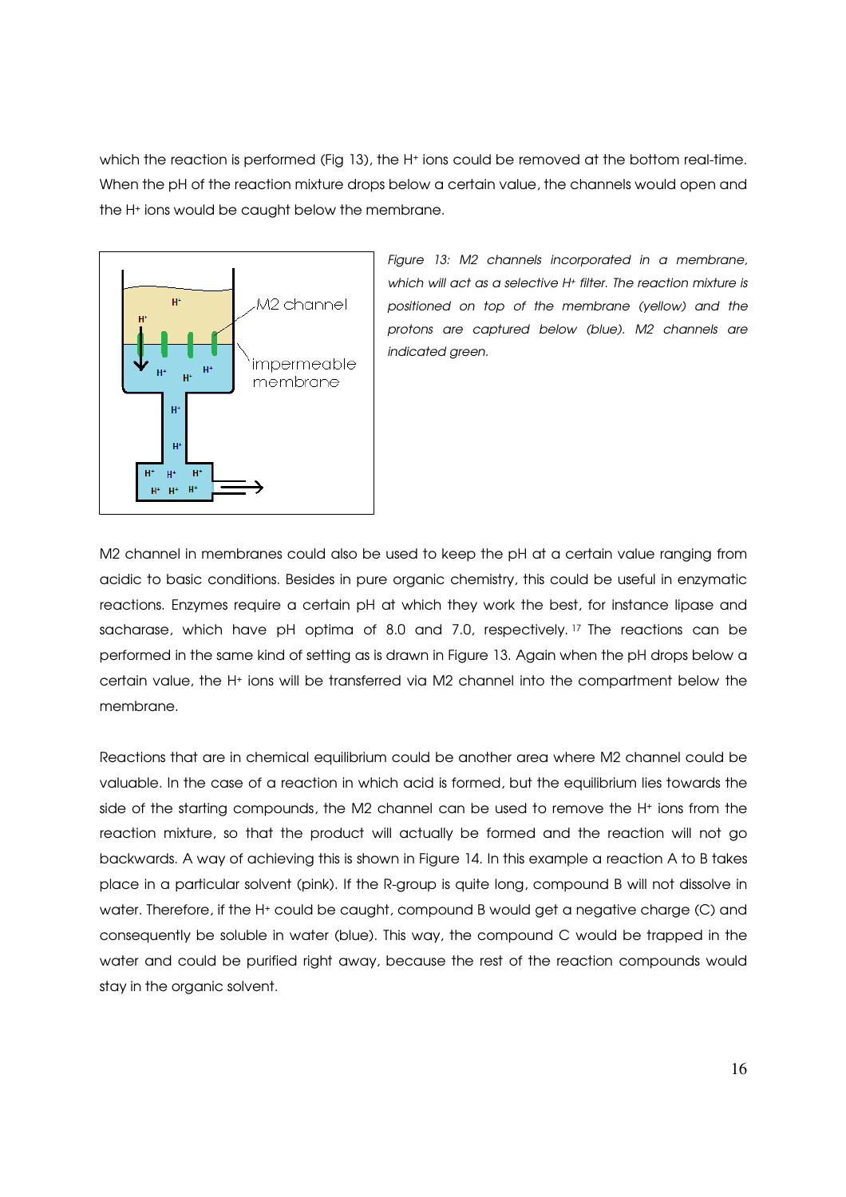which the reaction is performed (Fig 13), the $H^+$ ions could be removed at the bottom real-time. When the pH of the reaction mixture drops below a certain value, the channels would open and the $H^+$ ions would be caught below the membrane.

*Figure 13: M2 channels incorporated in a membrane, which will act as a selective $H^+$ filter. The reaction mixture is positioned on top of the membrane (yellow) and the protons are captured below (blue). M2 channels are indicated green.*

M2 channel in membranes could also be used to keep the pH at a certain value ranging from acidic to basic conditions. Besides in pure organic chemistry, this could be useful in enzymatic reactions. Enzymes require a certain pH at which they work the best, for instance lipase and sacharase, which have pH optima of 8.0 and 7.0, respectively. [17] The reactions can be performed in the same kind of setting as is drawn in Figure 13. Again when the pH drops below a certain value, the $H^+$ ions will be transferred via M2 channel into the compartment below the membrane.

Reactions that are in chemical equilibrium could be another area where M2 channel could be valuable. In the case of a reaction in which acid is formed, but the equilibrium lies towards the side of the starting compounds, the M2 channel can be used to remove the $H^+$ ions from the reaction mixture, so that the product will actually be formed and the reaction will not go backwards. A way of achieving this is shown in Figure 14. In this example a reaction A to B takes place in a particular solvent (pink). If the R-group is quite long, compound B will not dissolve in water. Therefore, if the $H^+$ could be caught, compound B would get a negative charge (C) and consequently be soluble in water (blue). This way, the compound C would be trapped in the water and could be purified right away, because the rest of the reaction compounds would stay in the organic solvent.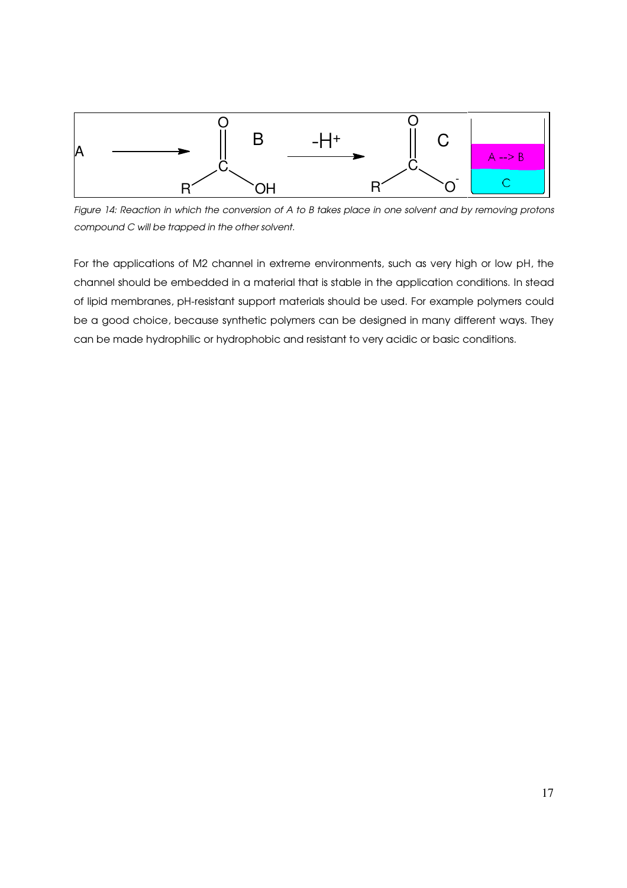*Figure 14: Reaction in which the conversion of A to B takes place in one solvent and by removing protons compound C will be trapped in the other solvent.*

For the applications of M2 channel in extreme environments, such as very high or low pH, the channel should be embedded in a material that is stable in the application conditions. In stead of lipid membranes, pH-resistant support materials should be used. For example polymers could be a good choice, because synthetic polymers can be designed in many different ways. They can be made hydrophilic or hydrophobic and resistant to very acidic or basic conditions.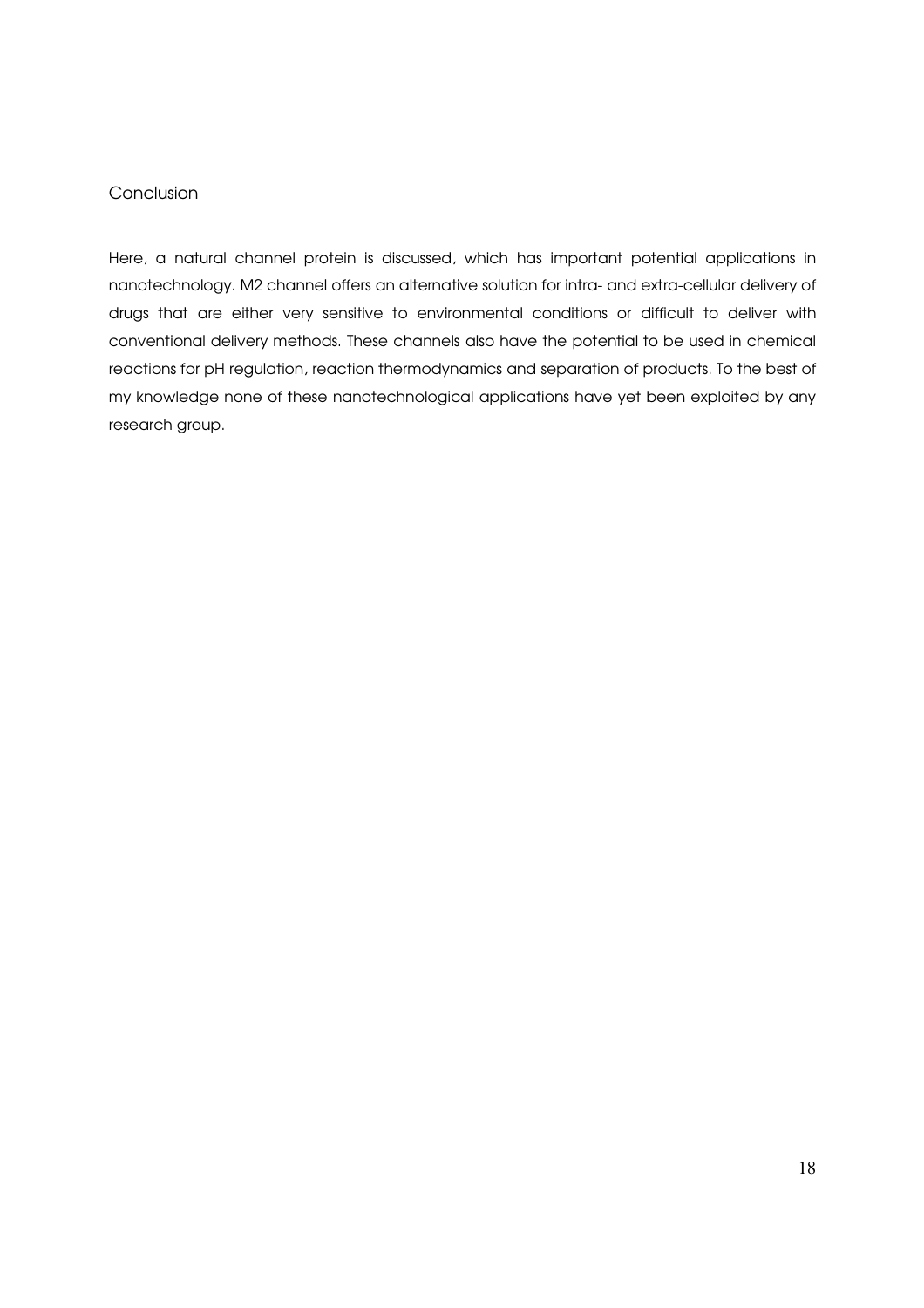## Conclusion

Here, a natural channel protein is discussed, which has important potential applications in nanotechnology. M2 channel offers an alternative solution for intra- and extra-cellular delivery of drugs that are either very sensitive to environmental conditions or difficult to deliver with conventional delivery methods. These channels also have the potential to be used in chemical reactions for pH regulation, reaction thermodynamics and separation of products. To the best of my knowledge none of these nanotechnological applications have yet been exploited by any research group.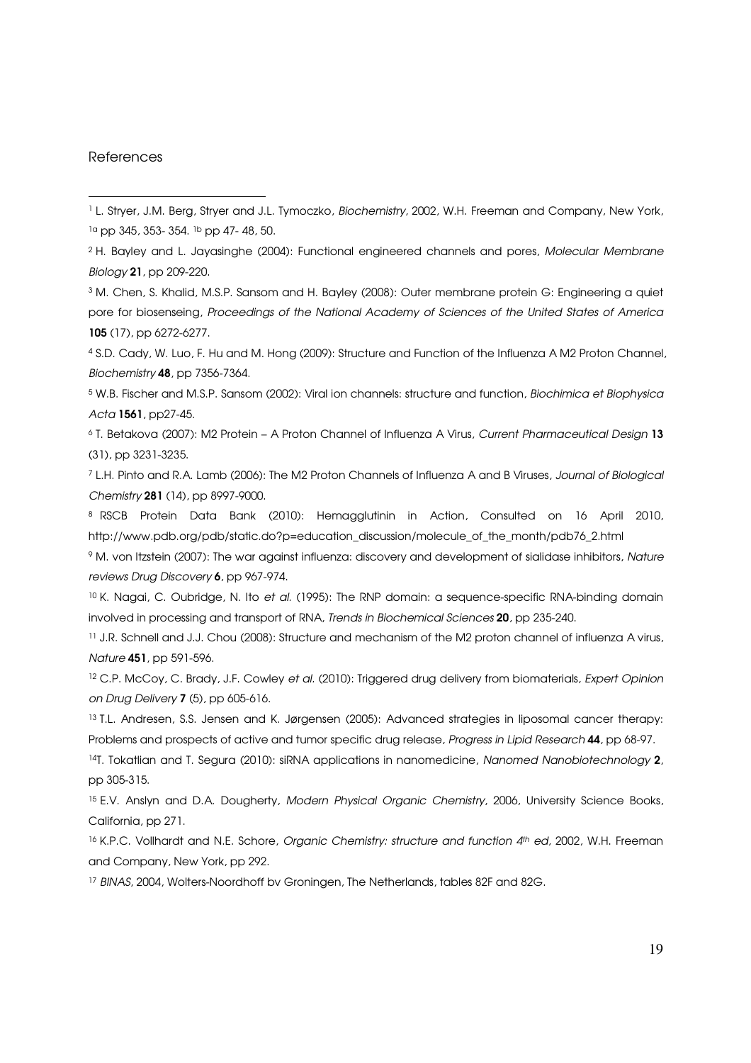References

[1] L. Stryer, J.M. Berg, Stryer and J.L. Tymoczko, *Biochemistry*, 2002, W.H. Freeman and Company, New York, [1a] pp 345, 353- 354. [1b] pp 47- 48, 50.

[2] H. Bayley and L. Jayasinghe (2004): Functional engineered channels and pores, *Molecular Membrane Biology* **21**, pp 209-220.

[3] M. Chen, S. Khalid, M.S.P. Sansom and H. Bayley (2008): Outer membrane protein G: Engineering a quiet pore for biosenseing, *Proceedings of the National Academy of Sciences of the United States of America* **105** (17), pp 6272-6277.

[4] S.D. Cady, W. Luo, F. Hu and M. Hong (2009): Structure and Function of the Influenza A M2 Proton Channel, *Biochemistry* **48**, pp 7356-7364.

[5] W.B. Fischer and M.S.P. Sansom (2002): Viral ion channels: structure and function, *Biochimica et Biophysica Acta* **1561**, pp27-45.

[6] T. Betakova (2007): M2 Protein – A Proton Channel of Influenza A Virus, *Current Pharmaceutical Design* **13** (31), pp 3231-3235.

[7] L.H. Pinto and R.A. Lamb (2006): The M2 Proton Channels of Influenza A and B Viruses, *Journal of Biological Chemistry* **281** (14), pp 8997-9000.

[8] RSCB Protein Data Bank (2010): Hemagglutinin in Action, Consulted on 16 April 2010, http://www.pdb.org/pdb/static.do?p=education_discussion/molecule_of_the_month/pdb76_2.html

[9] M. von Itzstein (2007): The war against influenza: discovery and development of sialidase inhibitors, *Nature reviews Drug Discovery* **6**, pp 967-974.

[10] K. Nagai, C. Oubridge, N. Ito *et al.* (1995): The RNP domain: a sequence-specific RNA-binding domain involved in processing and transport of RNA, *Trends in Biochemical Sciences* **20**, pp 235-240.

[11] J.R. Schnell and J.J. Chou (2008): Structure and mechanism of the M2 proton channel of influenza A virus, *Nature* **451**, pp 591-596.

[12] C.P. McCoy, C. Brady, J.F. Cowley *et al.* (2010): Triggered drug delivery from biomaterials, *Expert Opinion on Drug Delivery* **7** (5), pp 605-616.

[13] T.L. Andresen, S.S. Jensen and K. Jørgensen (2005): Advanced strategies in liposomal cancer therapy: Problems and prospects of active and tumor specific drug release, *Progress in Lipid Research* **44**, pp 68-97.

[14] T. Tokatlian and T. Segura (2010): siRNA applications in nanomedicine, *Nanomed Nanobiotechnology* **2**, pp 305-315.

[15] E.V. Anslyn and D.A. Dougherty, *Modern Physical Organic Chemistry*, 2006, University Science Books, California, pp 271.

[16] K.P.C. Vollhardt and N.E. Schore, *Organic Chemistry: structure and function 4th ed*, 2002, W.H. Freeman and Company, New York, pp 292.

[17] *BINAS*, 2004, Wolters-Noordhoff bv Groningen, The Netherlands, tables 82F and 82G.